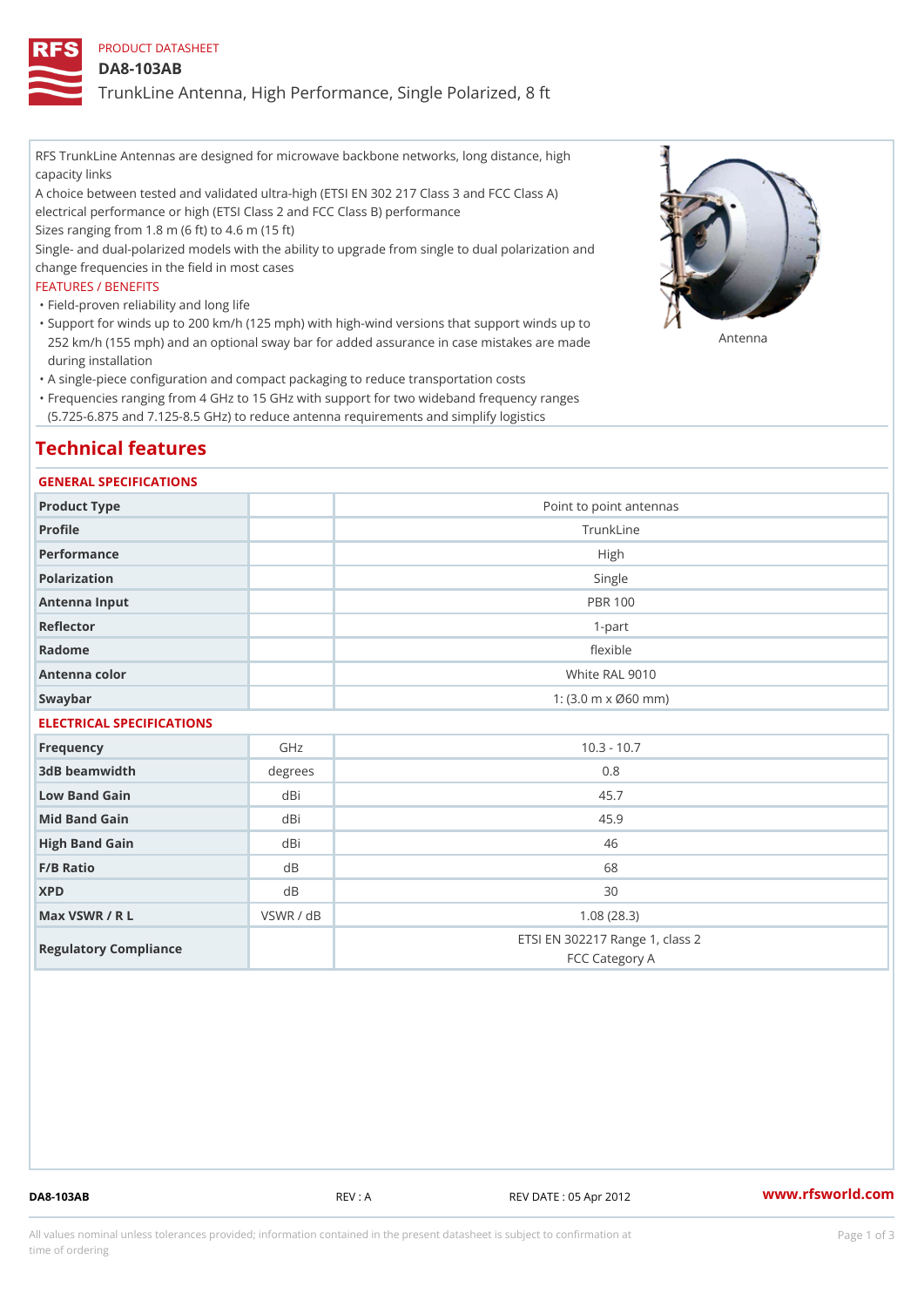PRODUCT DATASHEET

# DA8-103AB

TrunkLine Antenna, High Performance, Single Polarized, 8 ft

RFS TrunkLine Antennas are designed for microwave backbone networks, long distance, high capacity links

A choice between tested and validated ultra-high (ETSI EN 302 217 Class 3 and FCC Class A) electrical performance or high (ETSI Class 2 and FCC Class B) performance

Sizes ranging from 1.8 m (6 ft) to 4.6 m (15 ft)

Single- and dual-polarized models with the ability to upgrade from single to dual polarization and change frequencies in the field in most cases

FEATURES / BENEFITS

- Field-proven reliability and long life
- Support for winds up to 200 km/h (125 mph) with high-wind versions that support winds up to 252 km/h (155 mph) and an optional sway bar for added assurance in case mistakes are made during installation
- A single-piece configuration and compact packaging to reduce transportation costs
- Frequencies ranging from 4 GHz to 15 GHz with support for two wideband frequency ranges (5.725-6.875 and 7.125-8.5 GHz) to reduce antenna requirements and simplify logistics

Antenna

## Technical features

### GENERAL SPECIFICATIONS

| | | |
|---|---|---|
| Product Type | | Point to point antennas |
| Profile | | TrunkLine |
| Performance | | High |
| Polarization | | Single |
| Antenna Input | | PBR 100 |
| Reflector | | 1-part |
| Radome | | flexible |
| Antenna color | | White RAL 9010 |
| Swaybar | | 1: (3.0 m x Ø60 mm) |

### ELECTRICAL SPECIFICATIONS

| | | |
|---|---|---|
| Frequency | GHz | 10.3 - 10.7 |
| 3dB beamwidth | degrees | 0.8 |
| Low Band Gain | dBi | 45.7 |
| Mid Band Gain | dBi | 45.9 |
| High Band Gain | dBi | 46 |
| F/B Ratio | dB | 68 |
| XPD | dB | 30 |
| Max VSWR / R L | VSWR / dB | 1.08 (28.3) |
| Regulatory Compliance | | ETSI EN 302217 Range 1, class 2<br>FCC Category A |

DA8-103AB REV : A REV DATE : 05 Apr 2012 www.rfsworld.com

All values nominal unless tolerances provided; information contained in the present datasheet is subject to confirmation at time of ordering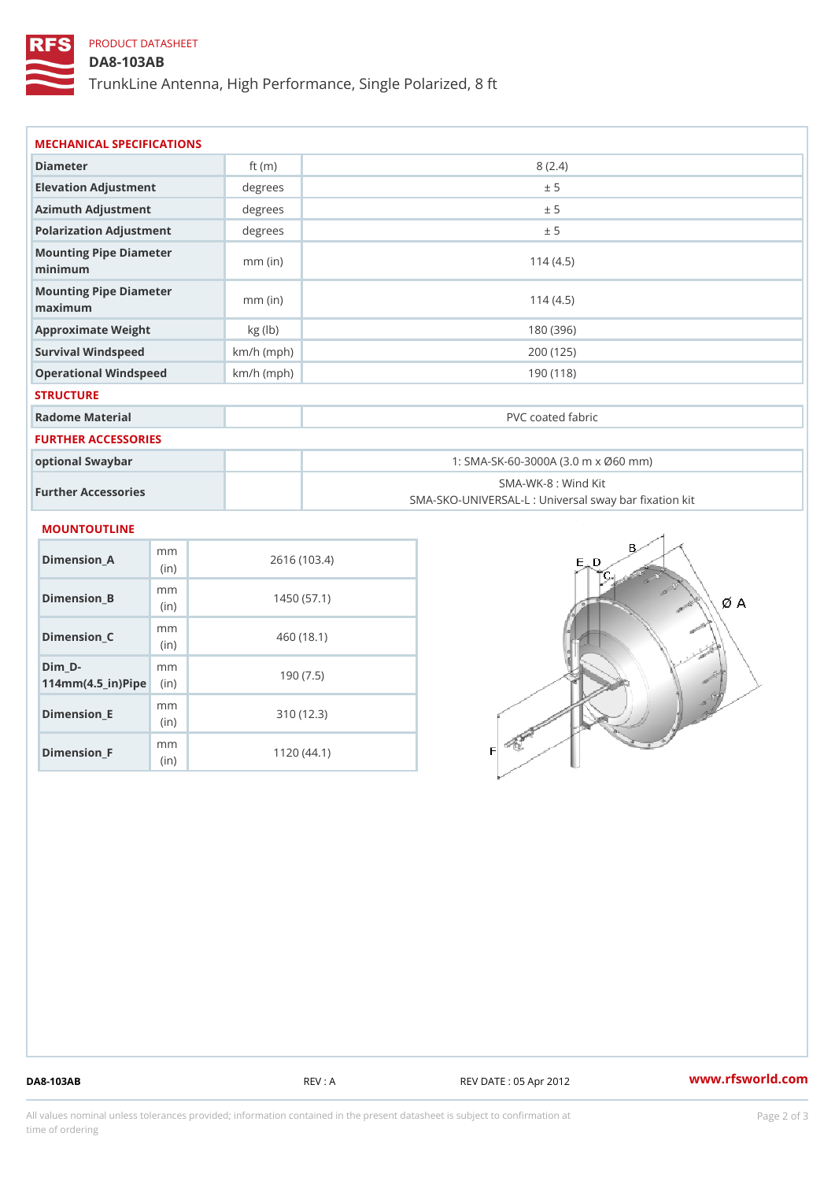PRODUCT DATASHEET

# DA8-103AB

## TrunkLine Antenna, High Performance, Single Polarized, 8 ft

### MECHANICAL SPECIFICATIONS

| | | |
|---|---|---|
| Diameter | ft (m) | 8 (2.4) |
| Elevation Adjustment | degrees | ± 5 |
| Azimuth Adjustment | degrees | ± 5 |
| Polarization Adjustment | degrees | ± 5 |
| Mounting Pipe Diameter minimum | mm (in) | 114 (4.5) |
| Mounting Pipe Diameter maximum | mm (in) | 114 (4.5) |
| Approximate Weight | kg (lb) | 180 (396) |
| Survival Windspeed | km/h (mph) | 200 (125) |
| Operational Windspeed | km/h (mph) | 190 (118) |

### STRUCTURE

| | | |
|---|---|---|
| Radome Material | | PVC coated fabric |

### FURTHER ACCESSORIES

| | | |
|---|---|---|
| optional Swaybar | | 1: SMA-SK-60-3000A (3.0 m x Ø60 mm) |
| Further Accessories | | SMA-WK-8 : Wind Kit<br>SMA-SKO-UNIVERSAL-L : Universal sway bar fixation kit |

### MOUNTOUTLINE

| | | |
|---|---|---|
| Dimension_A | mm (in) | 2616 (103.4) |
| Dimension_B | mm (in) | 1450 (57.1) |
| Dimension_C | mm (in) | 460 (18.1) |
| Dim_D-114mm(4.5_in)Pipe | mm (in) | 190 (7.5) |
| Dimension_E | mm (in) | 310 (12.3) |
| Dimension_F | mm (in) | 1120 (44.1) |

DA8-103AB | REV : A | REV DATE : 05 Apr 2012 | www.rfsworld.com

All values nominal unless tolerances provided; information contained in the present datasheet is subject to confirmation at time of ordering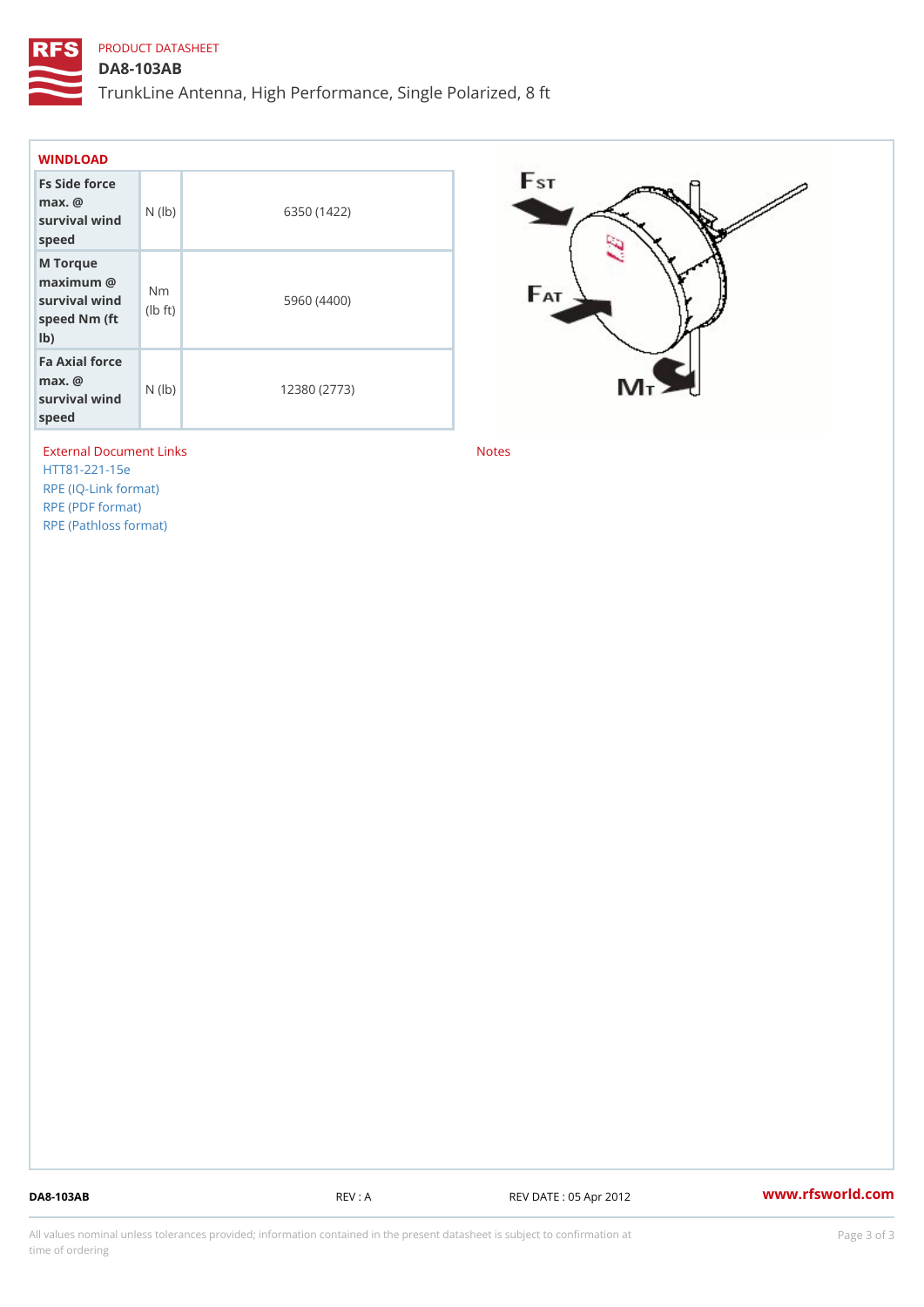PRODUCT DATASHEET

# DA8-103AB

TrunkLine Antenna, High Performance, Single Polarized, 8 ft

## WINDLOAD

| | | |
|---|---|---|
| Fs Side force max. @ survival wind speed | N (lb) | 6350 (1422) |
| M Torque maximum @ survival wind speed Nm (ft lb) | Nm (lb ft) | 5960 (4400) |
| Fa Axial force max. @ survival wind speed | N (lb) | 12380 (2773) |

FST

FAT

MT

**External Document Links**

HTT81-221-15e

RPE (IQ-Link format)

RPE (PDF format)

RPE (Pathloss format)

**Notes**

DA8-103AB REV : A REV DATE : 05 Apr 2012 www.rfsworld.com

All values nominal unless tolerances provided; information contained in the present datasheet is subject to confirmation at time of ordering